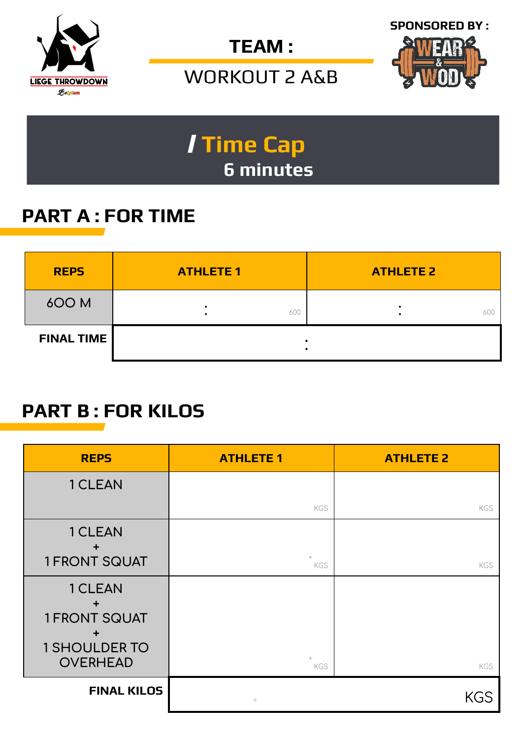LIEGE THROWDOWN
Belgium

**TEAM :**

WORKOUT 2 A&B

**SPONSORED BY :**

WEAR & WOD

## / Time Cap
**6 minutes**

## PART A : FOR TIME

| REPS | ATHLETE 1 | ATHLETE 2 |
|---|---|---|
| 600 M | : 600 | : 600 |
| FINAL TIME | : | |

## PART B : FOR KILOS

| REPS | ATHLETE 1 | ATHLETE 2 |
|---|---|---|
| 1 CLEAN | KGS | KGS |
| 1 CLEAN + 1 FRONT SQUAT | + KGS | KGS |
| 1 CLEAN + 1 FRONT SQUAT + 1 SHOULDER TO OVERHEAD | + KGS | KGS |
| FINAL KILOS | = KGS | |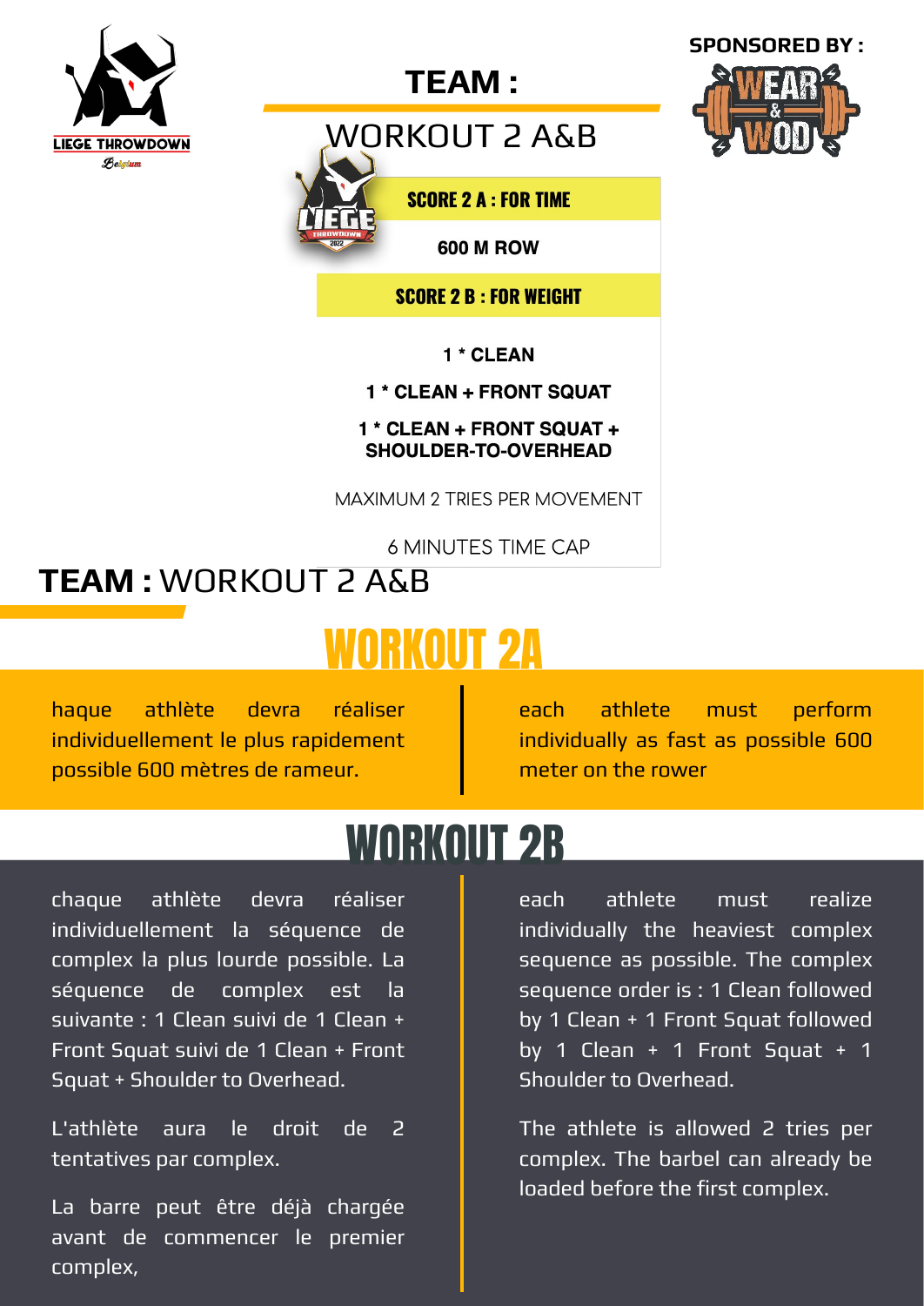LIEGE THROWDOWN
Belgium

SPONSORED BY :

WEAR & WOD

# TEAM :

## WORKOUT 2 A&B

LIEGE THROWDOWN 2022

**SCORE 2 A : FOR TIME**

**600 M ROW**

**SCORE 2 B : FOR WEIGHT**

**1 * CLEAN**

**1 * CLEAN + FRONT SQUAT**

**1 * CLEAN + FRONT SQUAT + SHOULDER-TO-OVERHEAD**

MAXIMUM 2 TRIES PER MOVEMENT

6 MINUTES TIME CAP

# TEAM : WORKOUT 2 A&B

## WORKOUT 2A

haque athlète devra réaliser individuellement le plus rapidement possible 600 mètres de rameur.

each athlete must perform individually as fast as possible 600 meter on the rower

## WORKOUT 2B

chaque athlète devra réaliser individuellement la séquence de complex la plus lourde possible. La séquence de complex est la suivante : 1 Clean suivi de 1 Clean + Front Squat suivi de 1 Clean + Front Squat + Shoulder to Overhead.

L'athlète aura le droit de 2 tentatives par complex.

La barre peut être déjà chargée avant de commencer le premier complex,

each athlete must realize individually the heaviest complex sequence as possible. The complex sequence order is : 1 Clean followed by 1 Clean + 1 Front Squat followed by 1 Clean + 1 Front Squat + 1 Shoulder to Overhead.

The athlete is allowed 2 tries per complex. The barbel can already be loaded before the first complex.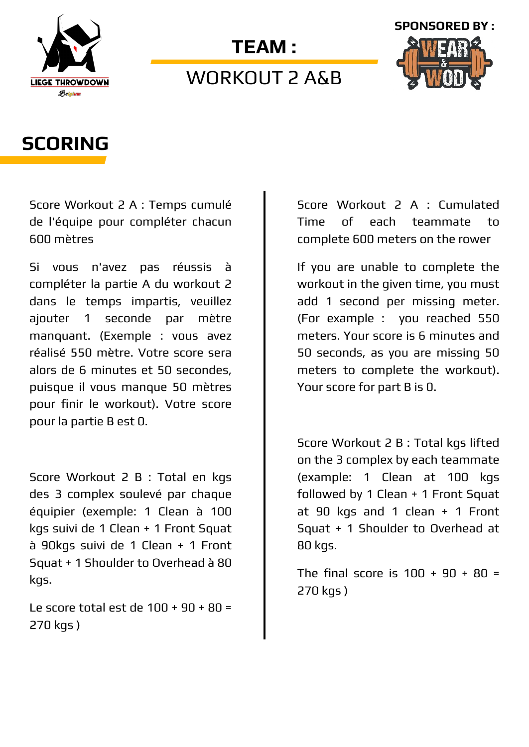LIEGE THROWDOWN
Belgium

# TEAM :

## WORKOUT 2 A&B

SPONSORED BY : WEAR & WOD

# SCORING

Score Workout 2 A : Temps cumulé de l'équipe pour compléter chacun 600 mètres

Si vous n'avez pas réussis à compléter la partie A du workout 2 dans le temps impartis, veuillez ajouter 1 seconde par mètre manquant. (Exemple : vous avez réalisé 550 mètre. Votre score sera alors de 6 minutes et 50 secondes, puisque il vous manque 50 mètres pour finir le workout). Votre score pour la partie B est 0.

Score Workout 2 B : Total en kgs des 3 complex soulevé par chaque équipier (exemple: 1 Clean à 100 kgs suivi de 1 Clean + 1 Front Squat à 90kgs suivi de 1 Clean + 1 Front Squat + 1 Shoulder to Overhead à 80 kgs.

Le score total est de 100 + 90 + 80 = 270 kgs )

Score Workout 2 A : Cumulated Time of each teammate to complete 600 meters on the rower

If you are unable to complete the workout in the given time, you must add 1 second per missing meter. (For example : you reached 550 meters. Your score is 6 minutes and 50 seconds, as you are missing 50 meters to complete the workout). Your score for part B is 0.

Score Workout 2 B : Total kgs lifted on the 3 complex by each teammate (example: 1 Clean at 100 kgs followed by 1 Clean + 1 Front Squat at 90 kgs and 1 clean + 1 Front Squat + 1 Shoulder to Overhead at 80 kgs.

The final score is 100 + 90 + 80 = 270 kgs )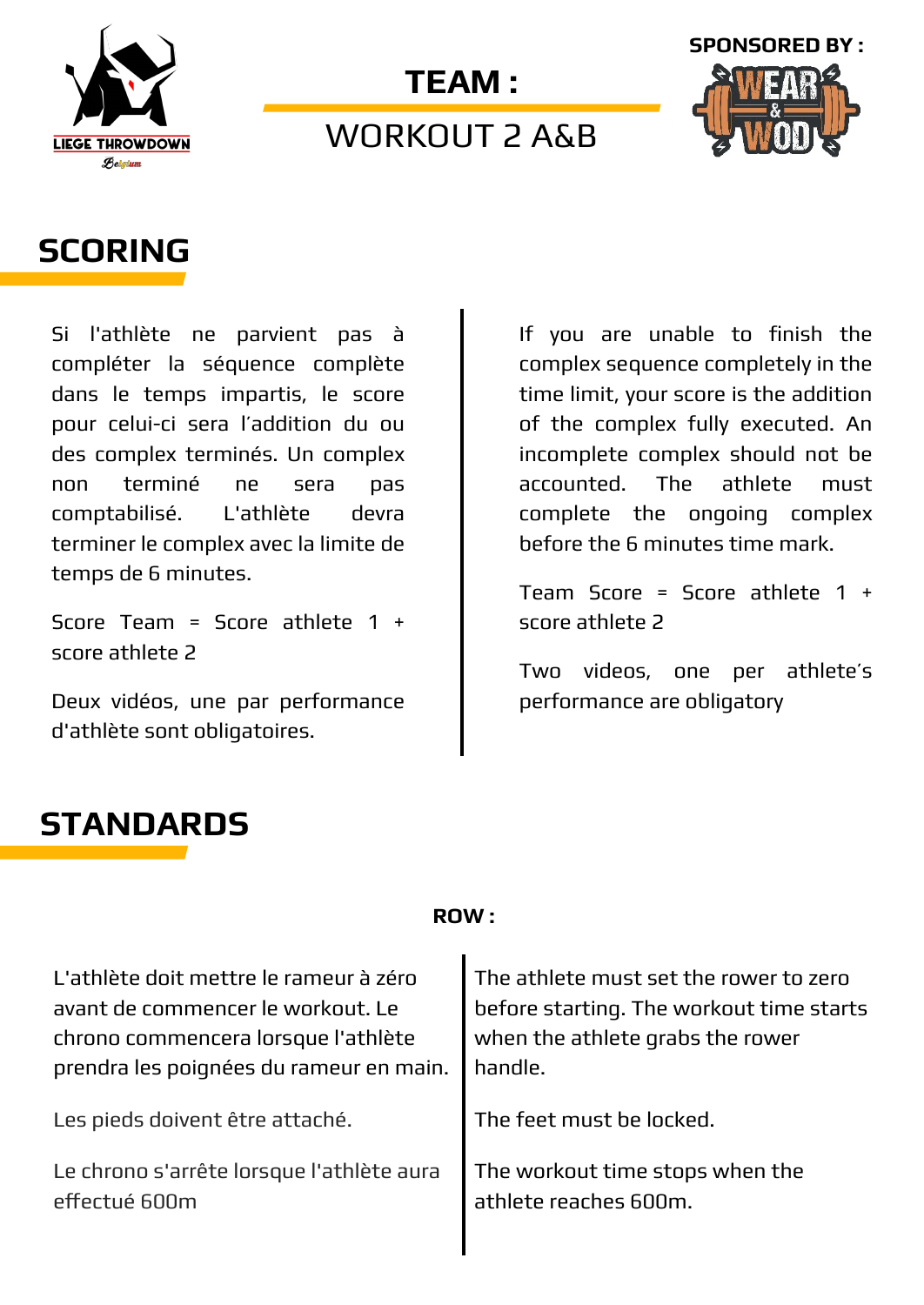LIEGE THROWDOWN
Belgium

# TEAM :

## WORKOUT 2 A&B

SPONSORED BY :

## SCORING

Si l'athlète ne parvient pas à compléter la séquence complète dans le temps impartis, le score pour celui-ci sera l'addition du ou des complex terminés. Un complex non terminé ne sera pas comptabilisé. L'athlète devra terminer le complex avec la limite de temps de 6 minutes.

Score Team = Score athlete 1 + score athlete 2

Deux vidéos, une par performance d'athlète sont obligatoires.

If you are unable to finish the complex sequence completely in the time limit, your score is the addition of the complex fully executed. An incomplete complex should not be accounted. The athlete must complete the ongoing complex before the 6 minutes time mark.

Team Score = Score athlete 1 + score athlete 2

Two videos, one per athlete's performance are obligatory

## STANDARDS

**ROW :**

L'athlète doit mettre le rameur à zéro avant de commencer le workout. Le chrono commencera lorsque l'athlète prendra les poignées du rameur en main.

Les pieds doivent être attaché.

Le chrono s'arrête lorsque l'athlète aura effectué 600m

The athlete must set the rower to zero before starting. The workout time starts when the athlete grabs the rower handle.

The feet must be locked.

The workout time stops when the athlete reaches 600m.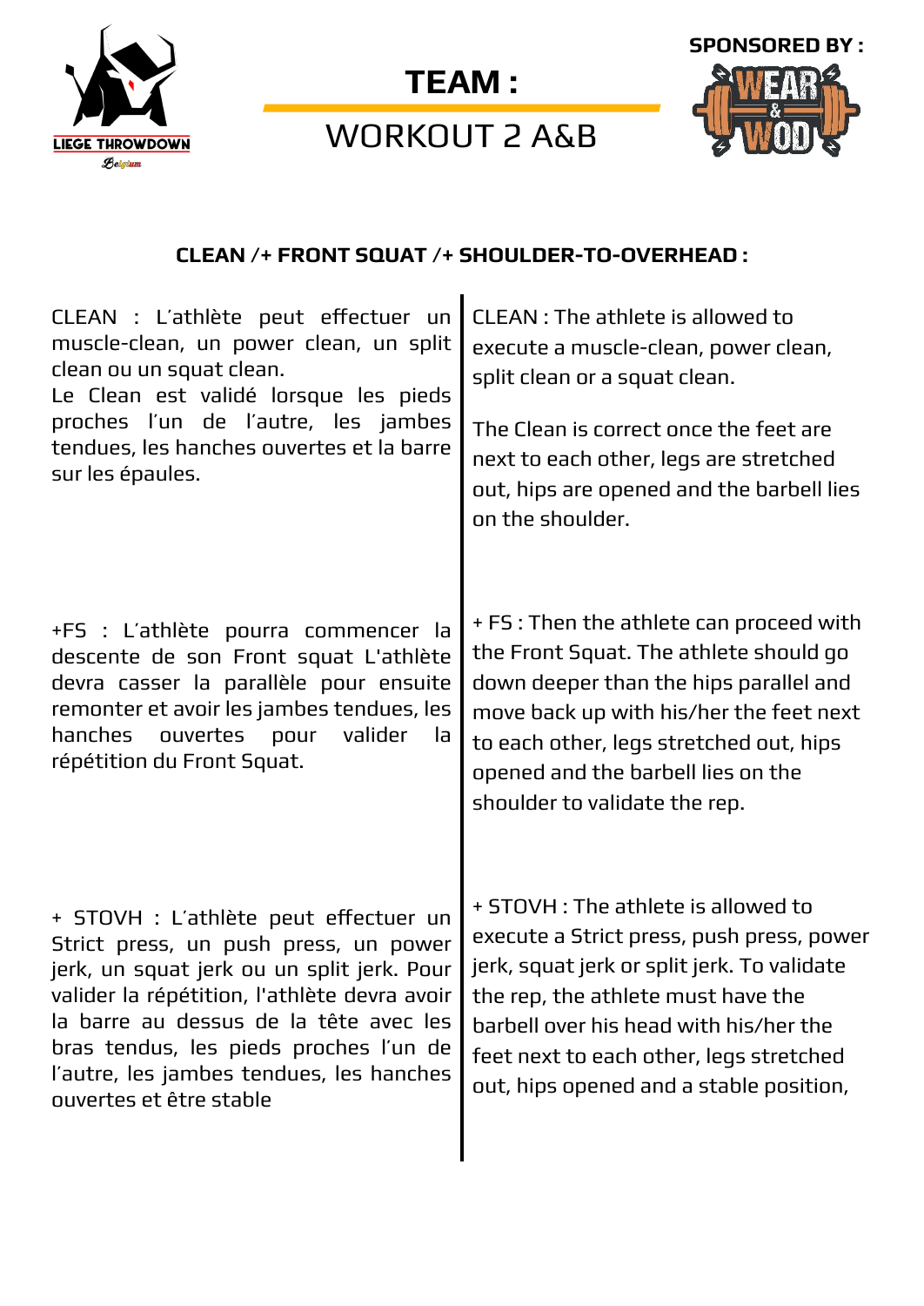LIEGE THROWDOWN
Belgium

**TEAM :**

WORKOUT 2 A&B

**SPONSORED BY :**

WEAR & WOD

**CLEAN /+ FRONT SQUAT /+ SHOULDER-TO-OVERHEAD :**

CLEAN : L'athlète peut effectuer un muscle-clean, un power clean, un split clean ou un squat clean.
Le Clean est validé lorsque les pieds proches l'un de l'autre, les jambes tendues, les hanches ouvertes et la barre sur les épaules.

CLEAN : The athlete is allowed to execute a muscle-clean, power clean, split clean or a squat clean.

The Clean is correct once the feet are next to each other, legs are stretched out, hips are opened and the barbell lies on the shoulder.

+FS : L'athlète pourra commencer la descente de son Front squat L'athlète devra casser la parallèle pour ensuite remonter et avoir les jambes tendues, les hanches ouvertes pour valider la répétition du Front Squat.

+ FS : Then the athlete can proceed with the Front Squat. The athlete should go down deeper than the hips parallel and move back up with his/her the feet next to each other, legs stretched out, hips opened and the barbell lies on the shoulder to validate the rep.

+ STOVH : L'athlète peut effectuer un Strict press, un push press, un power jerk, un squat jerk ou un split jerk. Pour valider la répétition, l'athlète devra avoir la barre au dessus de la tête avec les bras tendus, les pieds proches l'un de l'autre, les jambes tendues, les hanches ouvertes et être stable

+ STOVH : The athlete is allowed to execute a Strict press, push press, power jerk, squat jerk or split jerk. To validate the rep, the athlete must have the barbell over his head with his/her the feet next to each other, legs stretched out, hips opened and a stable position,